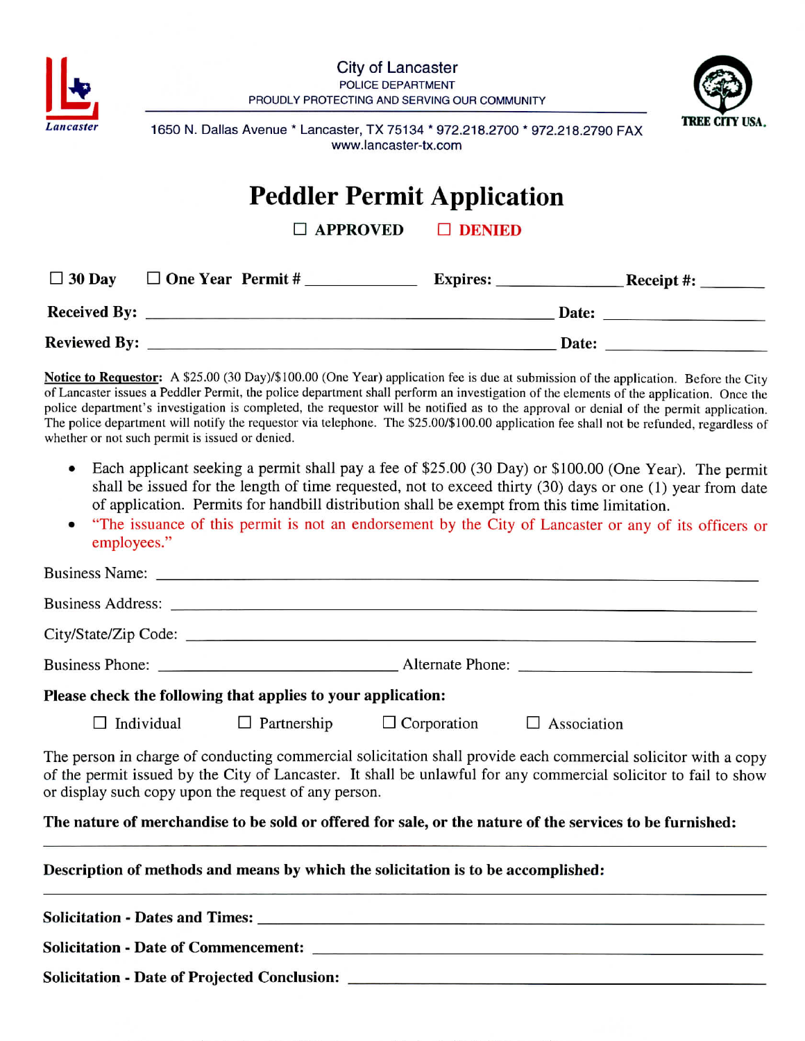City of Lancaster
POLICE DEPARTMENT
PROUDLY PROTECTING AND SERVING OUR COMMUNITY

1650 N. Dallas Avenue * Lancaster, TX 75134 * 972.218.2700 * 972.218.2790 FAX
www.lancaster-tx.com

Lancaster

TREE CITY USA.

# Peddler Permit Application

☐ **APPROVED** ☐ **DENIED**

☐ **30 Day** ☐ **One Year** **Permit #** \_\_\_\_\_\_\_\_\_\_ **Expires:** \_\_\_\_\_\_\_\_\_\_ **Receipt #:** \_\_\_\_\_\_\_

**Received By:** \_\_\_\_\_\_\_\_\_\_\_\_\_\_\_\_\_\_\_\_\_\_\_\_\_\_\_\_ **Date:** \_\_\_\_\_\_\_\_\_\_\_\_

**Reviewed By:** \_\_\_\_\_\_\_\_\_\_\_\_\_\_\_\_\_\_\_\_\_\_\_\_\_\_\_\_ **Date:** \_\_\_\_\_\_\_\_\_\_\_\_

**Notice to Requestor:** A $25.00 (30 Day)/$100.00 (One Year) application fee is due at submission of the application. Before the City of Lancaster issues a Peddler Permit, the police department shall perform an investigation of the elements of the application. Once the police department's investigation is completed, the requestor will be notified as to the approval or denial of the permit application. The police department will notify the requestor via telephone. The $25.00/$100.00 application fee shall not be refunded, regardless of whether or not such permit is issued or denied.

- Each applicant seeking a permit shall pay a fee of $25.00 (30 Day) or $100.00 (One Year). The permit shall be issued for the length of time requested, not to exceed thirty (30) days or one (1) year from date of application. Permits for handbill distribution shall be exempt from this time limitation.
- "The issuance of this permit is not an endorsement by the City of Lancaster or any of its officers or employees."

Business Name: \_\_\_\_\_\_\_\_\_\_\_\_\_\_\_\_\_\_\_\_\_\_\_\_\_\_\_\_\_\_\_\_\_\_\_\_\_\_\_\_

Business Address: \_\_\_\_\_\_\_\_\_\_\_\_\_\_\_\_\_\_\_\_\_\_\_\_\_\_\_\_\_\_\_\_\_\_\_\_\_\_

City/State/Zip Code: \_\_\_\_\_\_\_\_\_\_\_\_\_\_\_\_\_\_\_\_\_\_\_\_\_\_\_\_\_\_\_\_\_\_\_\_

Business Phone: \_\_\_\_\_\_\_\_\_\_\_\_\_\_\_\_\_\_ Alternate Phone: \_\_\_\_\_\_\_\_\_\_\_\_\_\_\_\_\_\_

**Please check the following that applies to your application:**

☐ Individual ☐ Partnership ☐ Corporation ☐ Association

The person in charge of conducting commercial solicitation shall provide each commercial solicitor with a copy of the permit issued by the City of Lancaster. It shall be unlawful for any commercial solicitor to fail to show or display such copy upon the request of any person.

**The nature of merchandise to be sold or offered for sale, or the nature of the services to be furnished:**

\_\_\_\_\_\_\_\_\_\_\_\_\_\_\_\_\_\_\_\_\_\_\_\_\_\_\_\_\_\_\_\_\_\_\_\_\_\_\_\_\_\_\_\_\_\_\_\_\_\_\_\_\_\_\_\_

**Description of methods and means by which the solicitation is to be accomplished:**

\_\_\_\_\_\_\_\_\_\_\_\_\_\_\_\_\_\_\_\_\_\_\_\_\_\_\_\_\_\_\_\_\_\_\_\_\_\_\_\_\_\_\_\_\_\_\_\_\_\_\_\_\_\_\_\_

**Solicitation - Dates and Times:** \_\_\_\_\_\_\_\_\_\_\_\_\_\_\_\_\_\_\_\_\_\_\_\_\_\_\_\_\_\_\_\_\_\_\_\_

**Solicitation - Date of Commencement:** \_\_\_\_\_\_\_\_\_\_\_\_\_\_\_\_\_\_\_\_\_\_\_\_\_\_\_\_\_\_

**Solicitation - Date of Projected Conclusion:** \_\_\_\_\_\_\_\_\_\_\_\_\_\_\_\_\_\_\_\_\_\_\_\_\_\_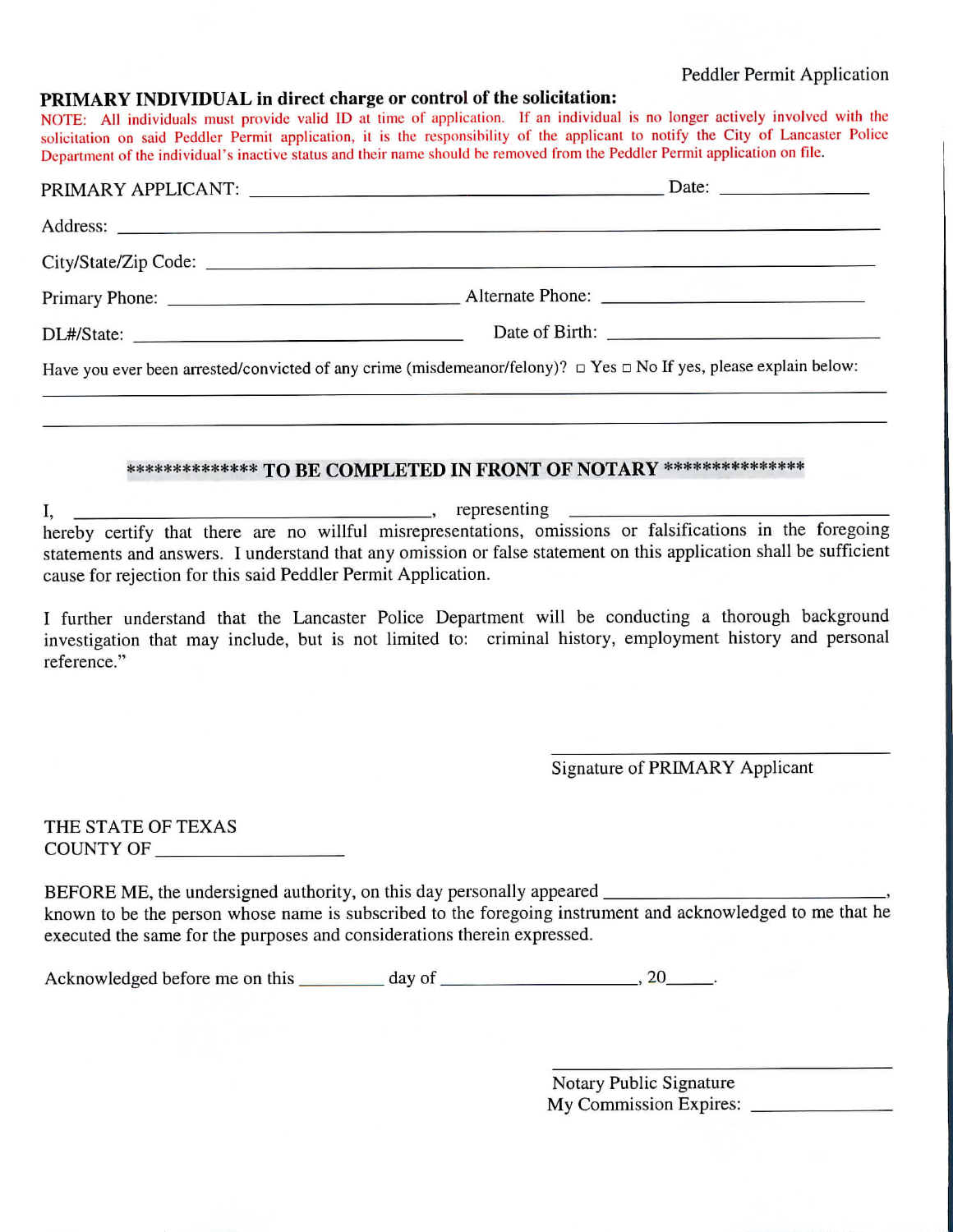Peddler Permit Application

**PRIMARY INDIVIDUAL in direct charge or control of the solicitation:**

NOTE: All individuals must provide valid ID at time of application. If an individual is no longer actively involved with the solicitation on said Peddler Permit application, it is the responsibility of the applicant to notify the City of Lancaster Police Department of the individual's inactive status and their name should be removed from the Peddler Permit application on file.

PRIMARY APPLICANT: ______________________________ Date: ______________

Address: ______________________________________________________________

City/State/Zip Code: ____________________________________________________

Primary Phone: ________________________ Alternate Phone: ______________________

DL#/State: ____________________________ Date of Birth: ________________________

Have you ever been arrested/convicted of any crime (misdemeanor/felony)? ☐ Yes ☐ No If yes, please explain below:

________________________________________________________________________

________________________________________________________________________

************** **TO BE COMPLETED IN FRONT OF NOTARY** ***************

I, ______________________________, representing ______________________________ hereby certify that there are no willful misrepresentations, omissions or falsifications in the foregoing statements and answers. I understand that any omission or false statement on this application shall be sufficient cause for rejection for this said Peddler Permit Application.

I further understand that the Lancaster Police Department will be conducting a thorough background investigation that may include, but is not limited to: criminal history, employment history and personal reference."

______________________________

Signature of PRIMARY Applicant

THE STATE OF TEXAS
COUNTY OF ________________

BEFORE ME, the undersigned authority, on this day personally appeared ______________________________, known to be the person whose name is subscribed to the foregoing instrument and acknowledged to me that he executed the same for the purposes and considerations therein expressed.

Acknowledged before me on this ________ day of ____________________, 20_____.

______________________________

Notary Public Signature
My Commission Expires: ____________